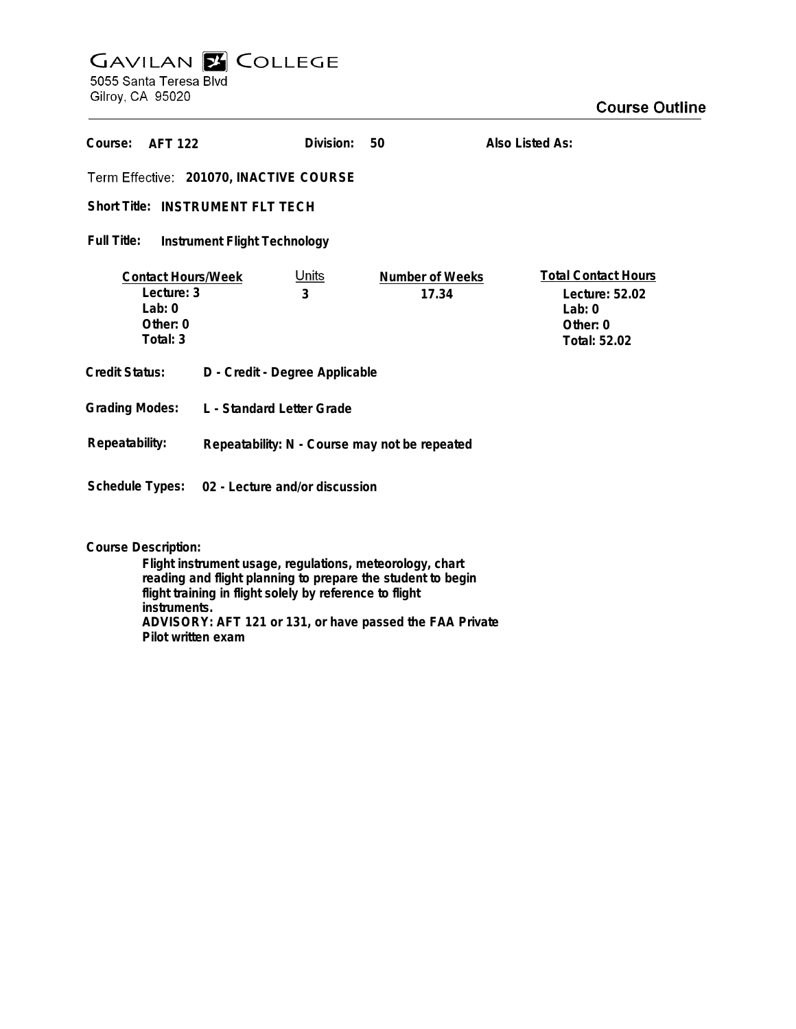# GAVILAN COLLEGE

5055 Santa Teresa Blvd
Gilroy, CA 95020

## Course Outline

**Course:** AFT 122 **Division:** 50 **Also Listed As:**

**Term Effective:** 201070, INACTIVE COURSE

**Short Title:** INSTRUMENT FLT TECH

**Full Title:** Instrument Flight Technology

| Contact Hours/Week | Units | Number of Weeks | Total Contact Hours |
|---|---|---|---|
| Lecture: 3 | 3 | 17.34 | Lecture: 52.02 |
| Lab: 0 | | | Lab: 0 |
| Other: 0 | | | Other: 0 |
| Total: 3 | | | Total: 52.02 |

**Credit Status:** D - Credit - Degree Applicable

**Grading Modes:** L - Standard Letter Grade

**Repeatability:** Repeatability: N - Course may not be repeated

**Schedule Types:** 02 - Lecture and/or discussion

**Course Description:**

Flight instrument usage, regulations, meteorology, chart reading and flight planning to prepare the student to begin flight training in flight solely by reference to flight instruments.
ADVISORY: AFT 121 or 131, or have passed the FAA Private Pilot written exam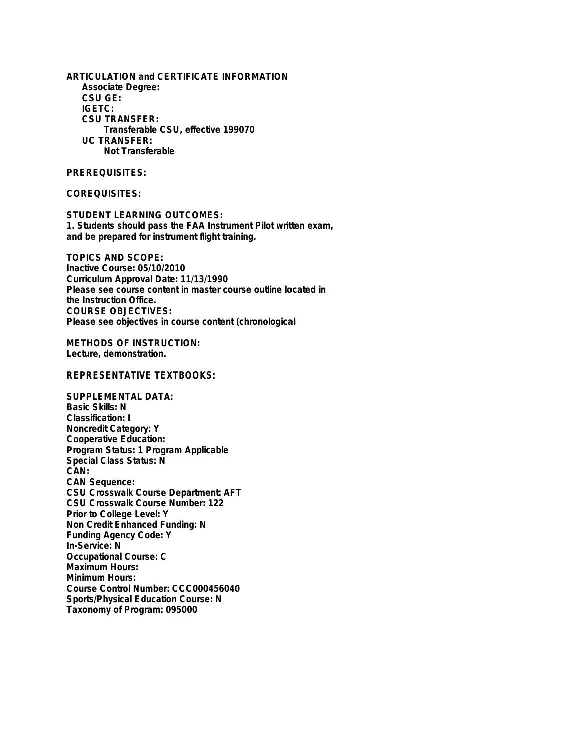**ARTICULATION and CERTIFICATE INFORMATION**

**Associate Degree:**

**CSU GE:**

**IGETC:**

**CSU TRANSFER:**

Transferable CSU, effective 199070

**UC TRANSFER:**

Not Transferable

**PREREQUISITES:**

**COREQUISITES:**

**STUDENT LEARNING OUTCOMES:**

1. Students should pass the FAA Instrument Pilot written exam, and be prepared for instrument flight training.

**TOPICS AND SCOPE:**

Inactive Course: 05/10/2010
Curriculum Approval Date: 11/13/1990
Please see course content in master course outline located in the Instruction Office.

**COURSE OBJECTIVES:**

Please see objectives in course content (chronological

**METHODS OF INSTRUCTION:**

Lecture, demonstration.

**REPRESENTATIVE TEXTBOOKS:**

**SUPPLEMENTAL DATA:**

Basic Skills: N
Classification: I
Noncredit Category: Y
Cooperative Education:
Program Status: 1 Program Applicable
Special Class Status: N
CAN:
CAN Sequence:
CSU Crosswalk Course Department: AFT
CSU Crosswalk Course Number: 122
Prior to College Level: Y
Non Credit Enhanced Funding: N
Funding Agency Code: Y
In-Service: N
Occupational Course: C
Maximum Hours:
Minimum Hours:
Course Control Number: CCC000456040
Sports/Physical Education Course: N
Taxonomy of Program: 095000